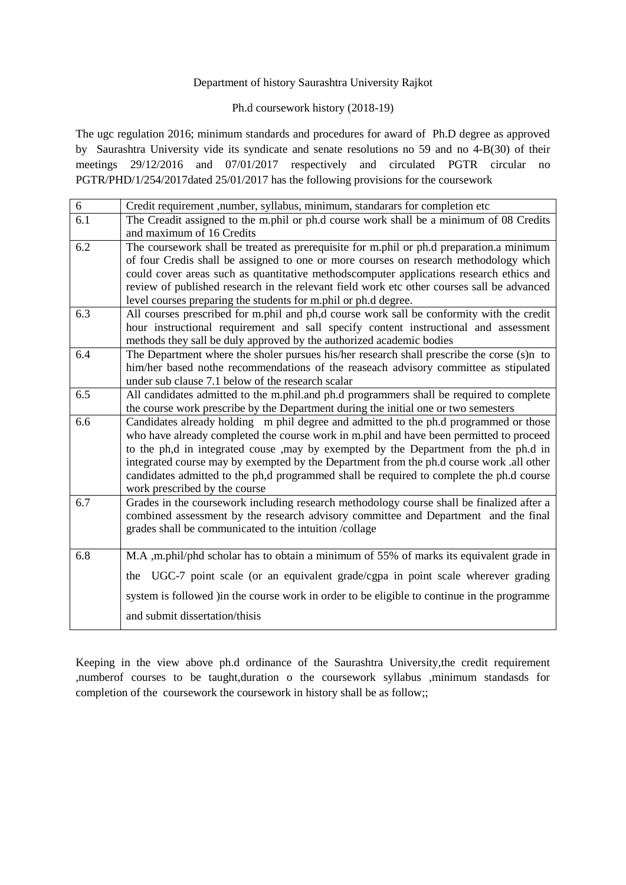Department of history Saurashtra University Rajkot

Ph.d coursework history (2018-19)

The ugc regulation 2016; minimum standards and procedures for award of Ph.D degree as approved by Saurashtra University vide its syndicate and senate resolutions no 59 and no 4-B(30) of their meetings 29/12/2016 and 07/01/2017 respectively and circulated PGTR circular no PGTR/PHD/1/254/2017dated 25/01/2017 has the following provisions for the coursework

| 6 | Credit requirement ,number, syllabus, minimum, standarars for completion etc |
|---|---|
| 6.1 | The Creadit assigned to the m.phil or ph.d course work shall be a minimum of 08 Credits and maximum of 16 Credits |
| 6.2 | The coursework shall be treated as prerequisite for m.phil or ph.d preparation.a minimum of four Credis shall be assigned to one or more courses on research methodology which could cover areas such as quantitative methodscomputer applications research ethics and review of published research in the relevant field work etc other courses sall be advanced level courses preparing the students for m.phil or ph.d degree. |
| 6.3 | All courses prescribed for m.phil and ph,d course work sall be conformity with the credit hour instructional requirement and sall specify content instructional and assessment methods they sall be duly approved by the authorized academic bodies |
| 6.4 | The Department where the sholer pursues his/her research shall prescribe the corse (s)n to him/her based nothe recommendations of the reaseach advisory committee as stipulated under sub clause 7.1 below of the research scalar |
| 6.5 | All candidates admitted to the m.phil.and ph.d programmers shall be required to complete the course work prescribe by the Department during the initial one or two semesters |
| 6.6 | Candidates already holding m phil degree and admitted to the ph.d programmed or those who have already completed the course work in m.phil and have been permitted to proceed to the ph,d in integrated couse ,may by exempted by the Department from the ph.d in integrated course may by exempted by the Department from the ph.d course work .all other candidates admitted to the ph,d programmed shall be required to complete the ph.d course work prescribed by the course |
| 6.7 | Grades in the coursework including research methodology course shall be finalized after a combined assessment by the research advisory committee and Department and the final grades shall be communicated to the intuition /collage |
| 6.8 | M.A ,m.phil/phd scholar has to obtain a minimum of 55% of marks its equivalent grade in the UGC-7 point scale (or an equivalent grade/cgpa in point scale wherever grading system is followed )in the course work in order to be eligible to continue in the programme and submit dissertation/thisis |

Keeping in the view above ph.d ordinance of the Saurashtra University,the credit requirement ,numberof courses to be taught,duration o the coursework syllabus ,minimum standasds for completion of the coursework the coursework in history shall be as follow;;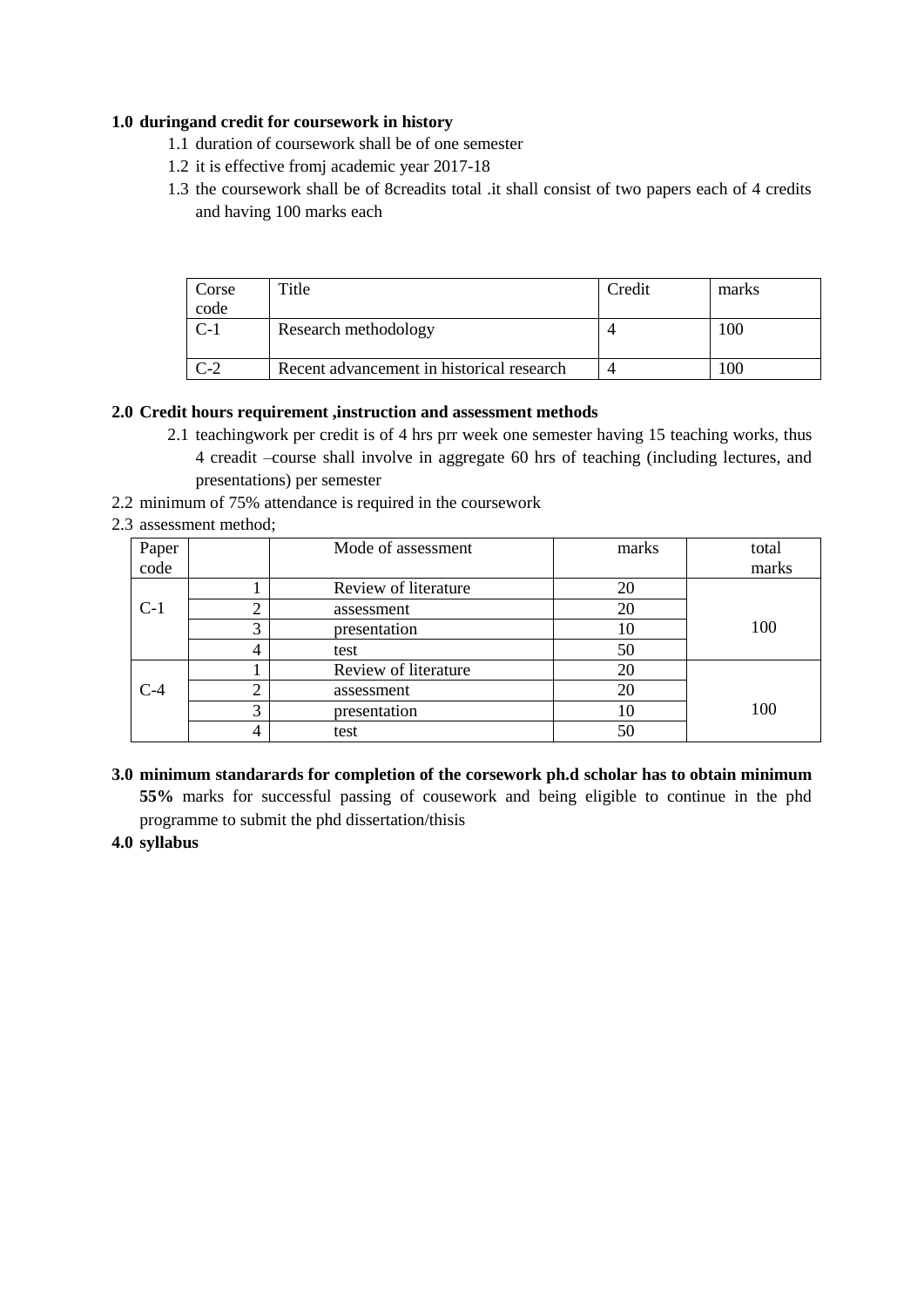**1.0 duringand credit for coursework in history**

1.1 duration of coursework shall be of one semester

1.2 it is effective fromj academic year 2017-18

1.3 the coursework shall be of 8creadits total .it shall consist of two papers each of 4 credits and having 100 marks each

| Corse code | Title | Credit | marks |
|---|---|---|---|
| C-1 | Research methodology | 4 | 100 |
| C-2 | Recent advancement in historical research | 4 | 100 |

**2.0 Credit hours requirement ,instruction and assessment methods**

2.1 teachingwork per credit is of 4 hrs prr week one semester having 15 teaching works, thus 4 creadit –course shall involve in aggregate 60 hrs of teaching (including lectures, and presentations) per semester

2.2 minimum of 75% attendance is required in the coursework

2.3 assessment method;

| Paper code | | Mode of assessment | marks | total marks |
|---|---|---|---|---|
| C-1 | 1 | Review of literature | 20 | 100 |
| | 2 | assessment | 20 | |
| | 3 | presentation | 10 | |
| | 4 | test | 50 | |
| C-4 | 1 | Review of literature | 20 | 100 |
| | 2 | assessment | 20 | |
| | 3 | presentation | 10 | |
| | 4 | test | 50 | |

**3.0 minimum standarards for completion of the corsework ph.d scholar has to obtain minimum 55%** marks for successful passing of cousework and being eligible to continue in the phd programme to submit the phd dissertation/thisis

**4.0 syllabus**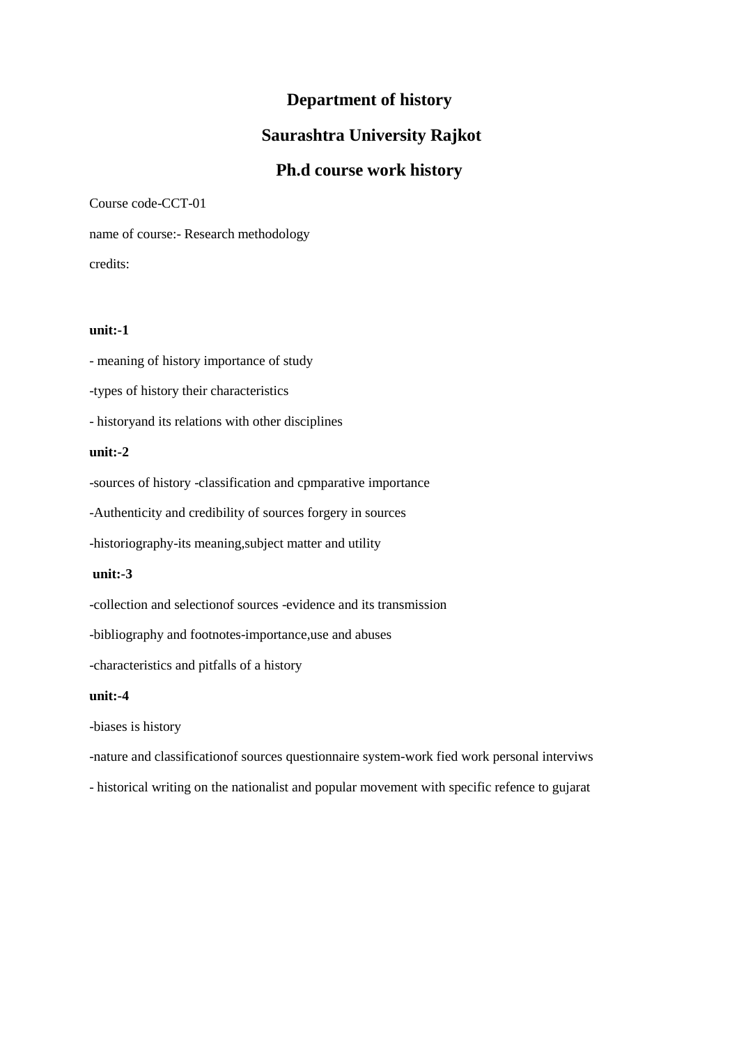# Department of history

# Saurashtra University Rajkot

# Ph.d course work history

Course code-CCT-01

name of course:- Research methodology

credits:

**unit:-1**

- meaning of history importance of study

-types of history their characteristics

- historyand its relations with other disciplines

**unit:-2**

-sources of history -classification and cpmparative importance

-Authenticity and credibility of sources forgery in sources

-historiography-its meaning,subject matter and utility

**unit:-3**

-collection and selectionof sources -evidence and its transmission

-bibliography and footnotes-importance,use and abuses

-characteristics and pitfalls of a history

**unit:-4**

-biases is history

-nature and classificationof sources questionnaire system-work fied work personal interviws

- historical writing on the nationalist and popular movement with specific refence to gujarat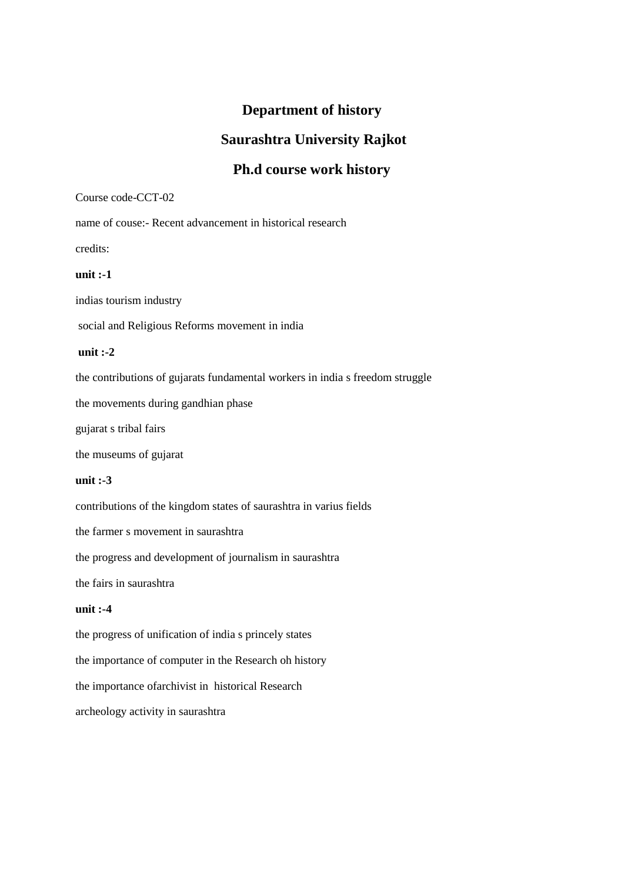# Department of history

## Saurashtra University Rajkot

## Ph.d course work history

Course code-CCT-02

name of couse:- Recent advancement in historical research

credits:

**unit :-1**

indias tourism industry

social and Religious Reforms movement in india

**unit :-2**

the contributions of gujarats fundamental workers in india s freedom struggle

the movements during gandhian phase

gujarat s tribal fairs

the museums of gujarat

**unit :-3**

contributions of the kingdom states of saurashtra in varius fields

the farmer s movement in saurashtra

the progress and development of journalism in saurashtra

the fairs in saurashtra

**unit :-4**

the progress of unification of india s princely states

the importance of computer in the Research oh history

the importance ofarchivist in historical Research

archeology activity in saurashtra